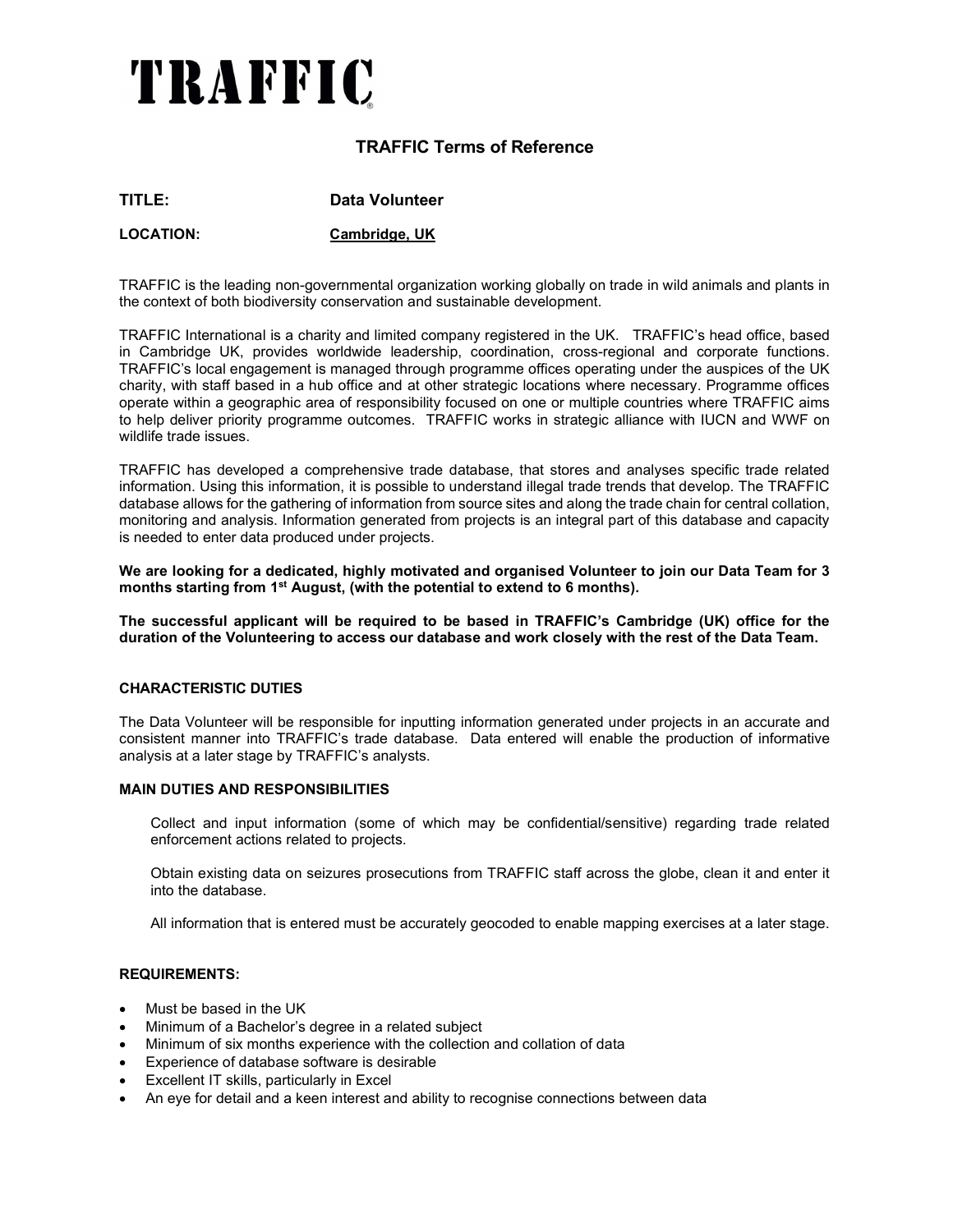# TRAFFIC

## TRAFFIC Terms of Reference

**TITLE:** **Data Volunteer**

**LOCATION:** **Cambridge, UK**

TRAFFIC is the leading non-governmental organization working globally on trade in wild animals and plants in the context of both biodiversity conservation and sustainable development.

TRAFFIC International is a charity and limited company registered in the UK. TRAFFIC's head office, based in Cambridge UK, provides worldwide leadership, coordination, cross-regional and corporate functions. TRAFFIC's local engagement is managed through programme offices operating under the auspices of the UK charity, with staff based in a hub office and at other strategic locations where necessary. Programme offices operate within a geographic area of responsibility focused on one or multiple countries where TRAFFIC aims to help deliver priority programme outcomes. TRAFFIC works in strategic alliance with IUCN and WWF on wildlife trade issues.

TRAFFIC has developed a comprehensive trade database, that stores and analyses specific trade related information. Using this information, it is possible to understand illegal trade trends that develop. The TRAFFIC database allows for the gathering of information from source sites and along the trade chain for central collation, monitoring and analysis. Information generated from projects is an integral part of this database and capacity is needed to enter data produced under projects.

**We are looking for a dedicated, highly motivated and organised Volunteer to join our Data Team for 3 months starting from 1st August, (with the potential to extend to 6 months).**

**The successful applicant will be required to be based in TRAFFIC's Cambridge (UK) office for the duration of the Volunteering to access our database and work closely with the rest of the Data Team.**

### CHARACTERISTIC DUTIES

The Data Volunteer will be responsible for inputting information generated under projects in an accurate and consistent manner into TRAFFIC's trade database. Data entered will enable the production of informative analysis at a later stage by TRAFFIC's analysts.

### MAIN DUTIES AND RESPONSIBILITIES

Collect and input information (some of which may be confidential/sensitive) regarding trade related enforcement actions related to projects.

Obtain existing data on seizures prosecutions from TRAFFIC staff across the globe, clean it and enter it into the database.

All information that is entered must be accurately geocoded to enable mapping exercises at a later stage.

### REQUIREMENTS:

- Must be based in the UK
- Minimum of a Bachelor's degree in a related subject
- Minimum of six months experience with the collection and collation of data
- Experience of database software is desirable
- Excellent IT skills, particularly in Excel
- An eye for detail and a keen interest and ability to recognise connections between data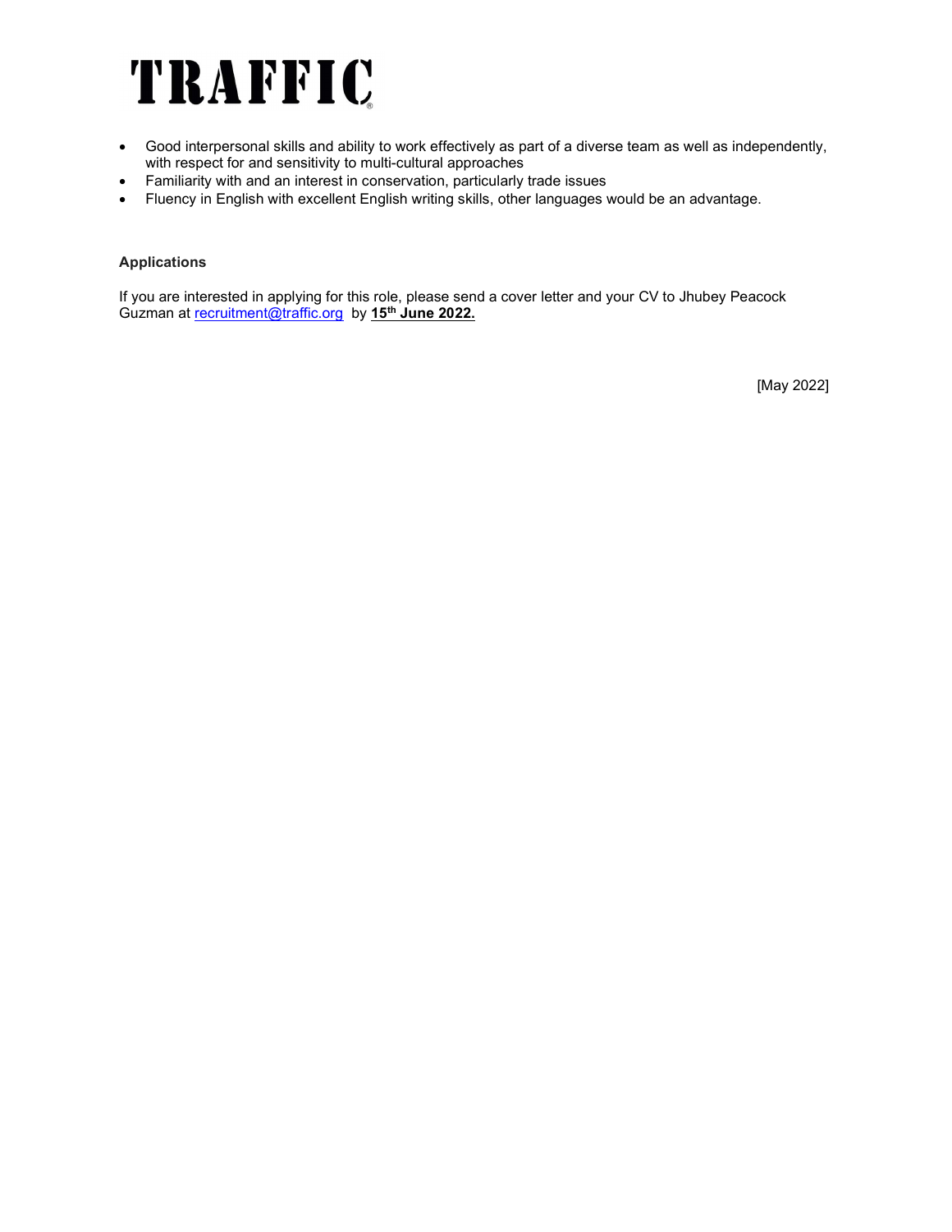**TRAFFIC**

- Good interpersonal skills and ability to work effectively as part of a diverse team as well as independently, with respect for and sensitivity to multi-cultural approaches
- Familiarity with and an interest in conservation, particularly trade issues
- Fluency in English with excellent English writing skills, other languages would be an advantage.

**Applications**

If you are interested in applying for this role, please send a cover letter and your CV to Jhubey Peacock Guzman at recruitment@traffic.org by **15th June 2022.**

[May 2022]